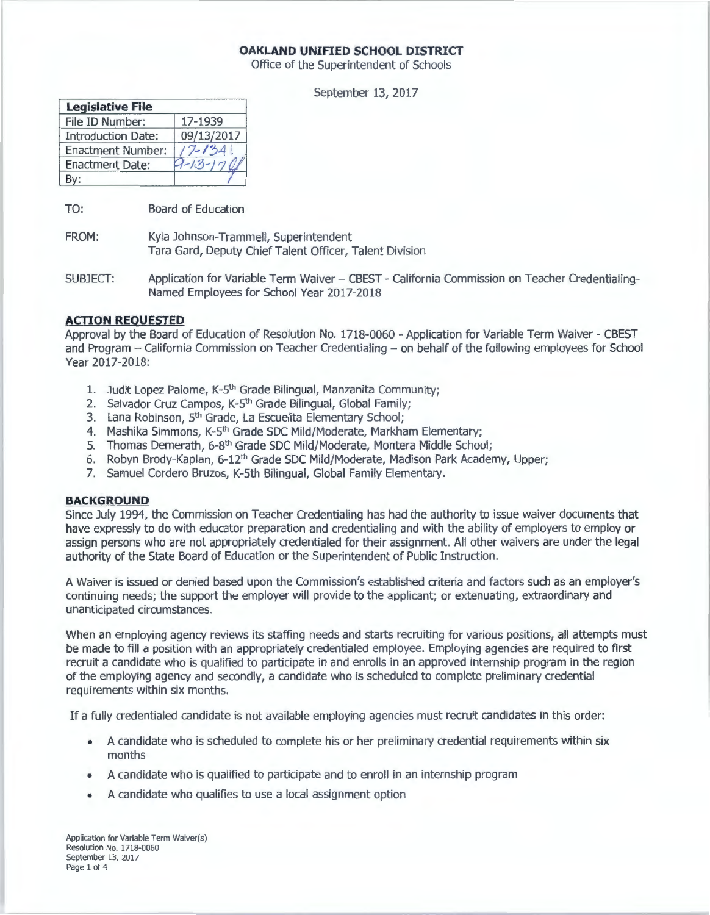**OAKLAND UNIFIED SCHOOL DISTRICT**

Office of the Superintendent of Schools

September 13, 2017

| Legislative File | |
|---|---|
| File ID Number: | 17-1939 |
| Introduction Date: | 09/13/2017 |
| Enactment Number: | 17-1341 |
| Enactment Date: | 9-13-17 |
| By: | |

TO: Board of Education

FROM: Kyla Johnson-Trammell, Superintendent
Tara Gard, Deputy Chief Talent Officer, Talent Division

SUBJECT: Application for Variable Term Waiver – CBEST - California Commission on Teacher Credentialing- Named Employees for School Year 2017-2018

## ACTION REQUESTED

Approval by the Board of Education of Resolution No. 1718-0060 - Application for Variable Term Waiver - CBEST and Program – California Commission on Teacher Credentialing – on behalf of the following employees for School Year 2017-2018:

1. Judit Lopez Palome, K-5th Grade Bilingual, Manzanita Community;
2. Salvador Cruz Campos, K-5th Grade Bilingual, Global Family;
3. Lana Robinson, 5th Grade, La Escuelita Elementary School;
4. Mashika Simmons, K-5th Grade SDC Mild/Moderate, Markham Elementary;
5. Thomas Demerath, 6-8th Grade SDC Mild/Moderate, Montera Middle School;
6. Robyn Brody-Kaplan, 6-12th Grade SDC Mild/Moderate, Madison Park Academy, Upper;
7. Samuel Cordero Bruzos, K-5th Bilingual, Global Family Elementary.

## BACKGROUND

Since July 1994, the Commission on Teacher Credentialing has had the authority to issue waiver documents that have expressly to do with educator preparation and credentialing and with the ability of employers to employ or assign persons who are not appropriately credentialed for their assignment. All other waivers are under the legal authority of the State Board of Education or the Superintendent of Public Instruction.

A Waiver is issued or denied based upon the Commission's established criteria and factors such as an employer's continuing needs; the support the employer will provide to the applicant; or extenuating, extraordinary and unanticipated circumstances.

When an employing agency reviews its staffing needs and starts recruiting for various positions, all attempts must be made to fill a position with an appropriately credentialed employee. Employing agencies are required to first recruit a candidate who is qualified to participate in and enrolls in an approved internship program in the region of the employing agency and secondly, a candidate who is scheduled to complete preliminary credential requirements within six months.

If a fully credentialed candidate is not available employing agencies must recruit candidates in this order:

- A candidate who is scheduled to complete his or her preliminary credential requirements within six months
- A candidate who is qualified to participate and to enroll in an internship program
- A candidate who qualifies to use a local assignment option

Application for Variable Term Waiver(s)
Resolution No. 1718-0060
September 13, 2017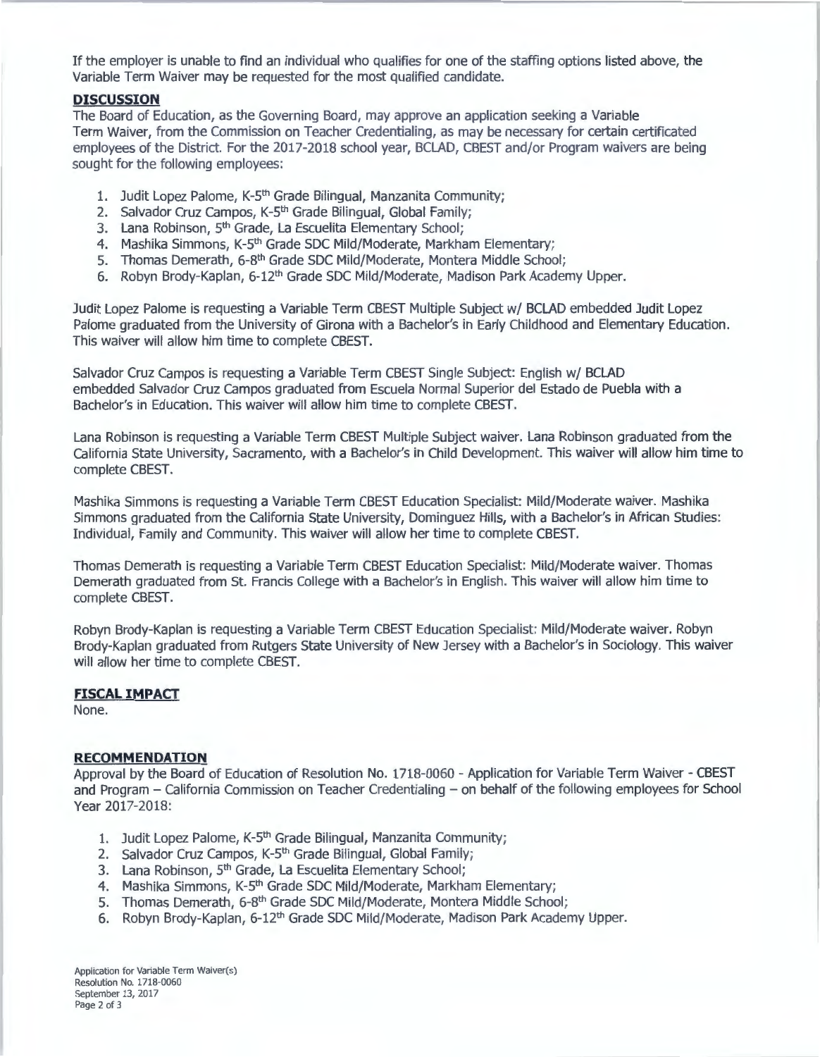If the employer is unable to find an individual who qualifies for one of the staffing options listed above, the Variable Term Waiver may be requested for the most qualified candidate.

## DISCUSSION

The Board of Education, as the Governing Board, may approve an application seeking a Variable Term Waiver, from the Commission on Teacher Credentialing, as may be necessary for certain certificated employees of the District. For the 2017-2018 school year, BCLAD, CBEST and/or Program waivers are being sought for the following employees:

1. Judit Lopez Palome, K-5th Grade Bilingual, Manzanita Community;
2. Salvador Cruz Campos, K-5th Grade Bilingual, Global Family;
3. Lana Robinson, 5th Grade, La Escuelita Elementary School;
4. Mashika Simmons, K-5th Grade SDC Mild/Moderate, Markham Elementary;
5. Thomas Demerath, 6-8th Grade SDC Mild/Moderate, Montera Middle School;
6. Robyn Brody-Kaplan, 6-12th Grade SDC Mild/Moderate, Madison Park Academy Upper.

Judit Lopez Palome is requesting a Variable Term CBEST Multiple Subject w/ BCLAD embedded Judit Lopez Palome graduated from the University of Girona with a Bachelor's in Early Childhood and Elementary Education. This waiver will allow him time to complete CBEST.

Salvador Cruz Campos is requesting a Variable Term CBEST Single Subject: English w/ BCLAD embedded Salvador Cruz Campos graduated from Escuela Normal Superior del Estado de Puebla with a Bachelor's in Education. This waiver will allow him time to complete CBEST.

Lana Robinson is requesting a Variable Term CBEST Multiple Subject waiver. Lana Robinson graduated from the California State University, Sacramento, with a Bachelor's in Child Development. This waiver will allow him time to complete CBEST.

Mashika Simmons is requesting a Variable Term CBEST Education Specialist: Mild/Moderate waiver. Mashika Simmons graduated from the California State University, Dominguez Hills, with a Bachelor's in African Studies: Individual, Family and Community. This waiver will allow her time to complete CBEST.

Thomas Demerath is requesting a Variable Term CBEST Education Specialist: Mild/Moderate waiver. Thomas Demerath graduated from St. Francis College with a Bachelor's in English. This waiver will allow him time to complete CBEST.

Robyn Brody-Kaplan is requesting a Variable Term CBEST Education Specialist: Mild/Moderate waiver. Robyn Brody-Kaplan graduated from Rutgers State University of New Jersey with a Bachelor's in Sociology. This waiver will allow her time to complete CBEST.

## FISCAL IMPACT

None.

## RECOMMENDATION

Approval by the Board of Education of Resolution No. 1718-0060 - Application for Variable Term Waiver - CBEST and Program – California Commission on Teacher Credentialing – on behalf of the following employees for School Year 2017-2018:

1. Judit Lopez Palome, K-5th Grade Bilingual, Manzanita Community;
2. Salvador Cruz Campos, K-5th Grade Bilingual, Global Family;
3. Lana Robinson, 5th Grade, La Escuelita Elementary School;
4. Mashika Simmons, K-5th Grade SDC Mild/Moderate, Markham Elementary;
5. Thomas Demerath, 6-8th Grade SDC Mild/Moderate, Montera Middle School;
6. Robyn Brody-Kaplan, 6-12th Grade SDC Mild/Moderate, Madison Park Academy Upper.

Application for Variable Term Waiver(s)
Resolution No. 1718-0060
September 13, 2017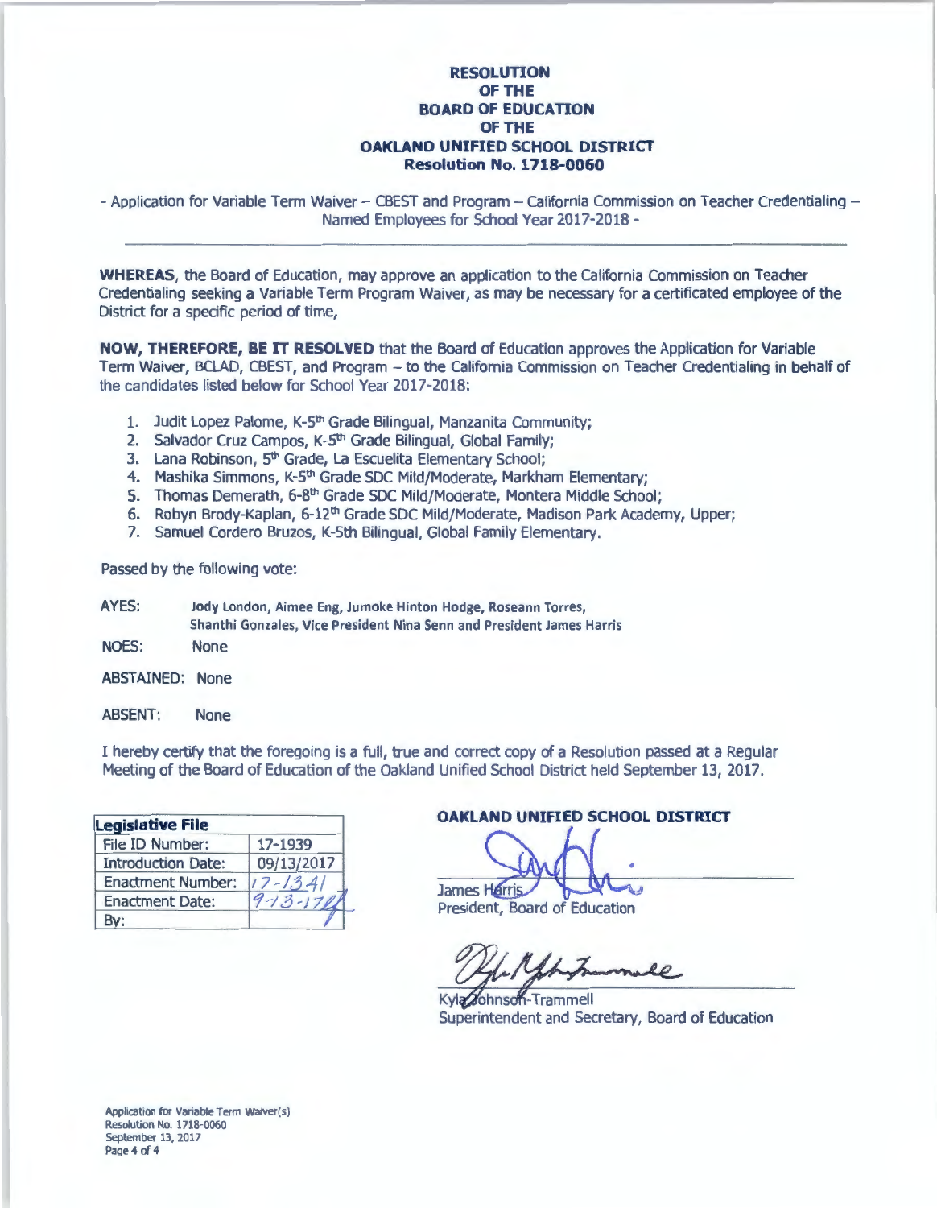# RESOLUTION OF THE BOARD OF EDUCATION OF THE OAKLAND UNIFIED SCHOOL DISTRICT

## Resolution No. 1718-0060

- Application for Variable Term Waiver – CBEST and Program – California Commission on Teacher Credentialing – Named Employees for School Year 2017-2018 -

**WHEREAS**, the Board of Education, may approve an application to the California Commission on Teacher Credentialing seeking a Variable Term Program Waiver, as may be necessary for a certificated employee of the District for a specific period of time,

**NOW, THEREFORE, BE IT RESOLVED** that the Board of Education approves the Application for Variable Term Waiver, BCLAD, CBEST, and Program – to the California Commission on Teacher Credentialing in behalf of the candidates listed below for School Year 2017-2018:

1. Judit Lopez Palome, K-5th Grade Bilingual, Manzanita Community;
2. Salvador Cruz Campos, K-5th Grade Bilingual, Global Family;
3. Lana Robinson, 5th Grade, La Escuelita Elementary School;
4. Mashika Simmons, K-5th Grade SDC Mild/Moderate, Markham Elementary;
5. Thomas Demerath, 6-8th Grade SDC Mild/Moderate, Montera Middle School;
6. Robyn Brody-Kaplan, 6-12th Grade SDC Mild/Moderate, Madison Park Academy, Upper;
7. Samuel Cordero Bruzos, K-5th Bilingual, Global Family Elementary.

Passed by the following vote:

AYES: Jody London, Aimee Eng, Jumoke Hinton Hodge, Roseann Torres, Shanthi Gonzales, Vice President Nina Senn and President James Harris

NOES: None

ABSTAINED: None

ABSENT: None

I hereby certify that the foregoing is a full, true and correct copy of a Resolution passed at a Regular Meeting of the Board of Education of the Oakland Unified School District held September 13, 2017.

| Legislative File | |
|---|---|
| File ID Number: | 17-1939 |
| Introduction Date: | 09/13/2017 |
| Enactment Number: | 17-1341 |
| Enactment Date: | 9-13-17 |
| By: | |

**OAKLAND UNIFIED SCHOOL DISTRICT**

James Harris
President, Board of Education

Kyla Johnson-Trammell
Superintendent and Secretary, Board of Education

Application for Variable Term Waiver(s)
Resolution No. 1718-0060
September 13, 2017